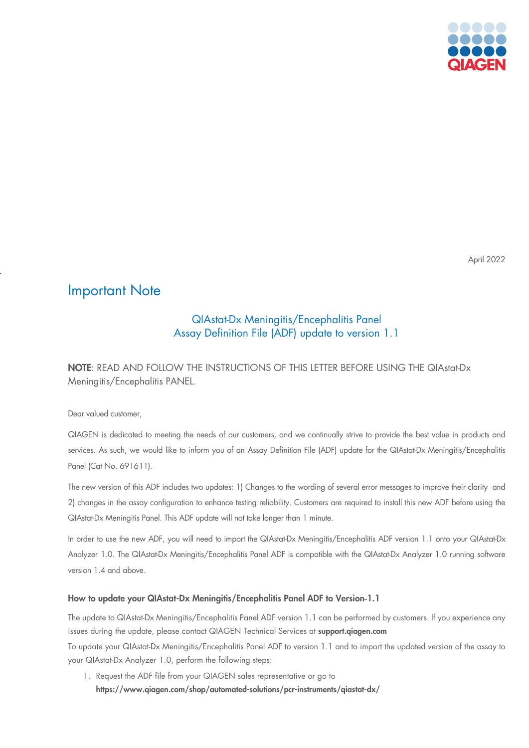April 2022

# Important Note

## QIAstat-Dx Meningitis/Encephalitis Panel
## Assay Definition File (ADF) update to version 1.1

**NOTE**: READ AND FOLLOW THE INSTRUCTIONS OF THIS LETTER BEFORE USING THE QIAstat-Dx Meningitis/Encephalitis PANEL.

Dear valued customer,

QIAGEN is dedicated to meeting the needs of our customers, and we continually strive to provide the best value in products and services. As such, we would like to inform you of an Assay Definition File (ADF) update for the QIAstat-Dx Meningitis/Encephalitis Panel (Cat No. 691611).

The new version of this ADF includes two updates: 1) Changes to the wording of several error messages to improve their clarity and 2) changes in the assay configuration to enhance testing reliability. Customers are required to install this new ADF before using the QIAstat-Dx Meningitis Panel. This ADF update will not take longer than 1 minute.

In order to use the new ADF, you will need to import the QIAstat-Dx Meningitis/Encephalitis ADF version 1.1 onto your QIAstat-Dx Analyzer 1.0. The QIAstat-Dx Meningitis/Encephalitis Panel ADF is compatible with the QIAstat-Dx Analyzer 1.0 running software version 1.4 and above.

### How to update your QIAstat-Dx Meningitis/Encephalitis Panel ADF to Version-1.1

The update to QIAstat-Dx Meningitis/Encephalitis Panel ADF version 1.1 can be performed by customers. If you experience any issues during the update, please contact QIAGEN Technical Services at **support.qiagen.com**

To update your QIAstat-Dx Meningitis/Encephalitis Panel ADF to version 1.1 and to import the updated version of the assay to your QIAstat-Dx Analyzer 1.0, perform the following steps:

1. Request the ADF file from your QIAGEN sales representative or go to **https://www.qiagen.com/shop/automated-solutions/pcr-instruments/qiastat-dx/**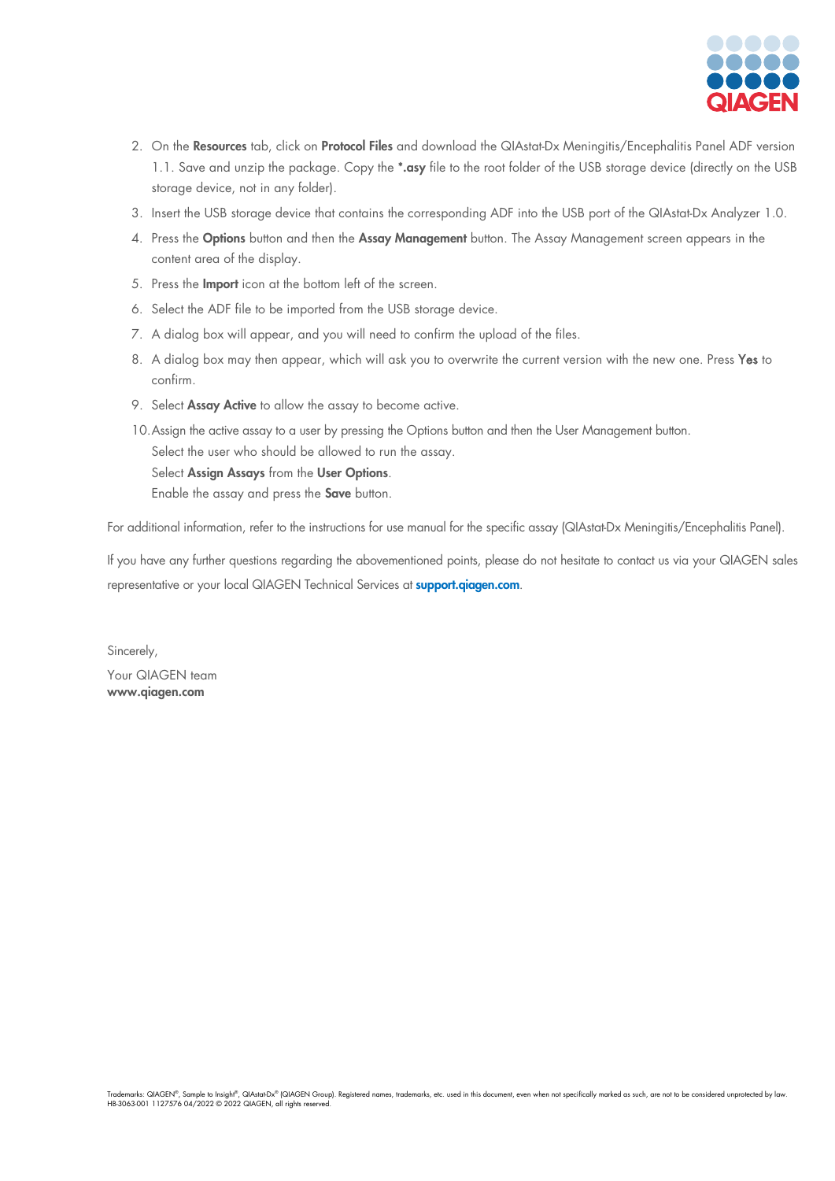2. On the **Resources** tab, click on **Protocol Files** and download the QIAstat-Dx Meningitis/Encephalitis Panel ADF version 1.1. Save and unzip the package. Copy the ***.asy** file to the root folder of the USB storage device (directly on the USB storage device, not in any folder).
3. Insert the USB storage device that contains the corresponding ADF into the USB port of the QIAstat-Dx Analyzer 1.0.
4. Press the **Options** button and then the **Assay Management** button. The Assay Management screen appears in the content area of the display.
5. Press the **Import** icon at the bottom left of the screen.
6. Select the ADF file to be imported from the USB storage device.
7. A dialog box will appear, and you will need to confirm the upload of the files.
8. A dialog box may then appear, which will ask you to overwrite the current version with the new one. Press **Yes** to confirm.
9. Select **Assay Active** to allow the assay to become active.
10. Assign the active assay to a user by pressing the Options button and then the User Management button.
    Select the user who should be allowed to run the assay.
    Select **Assign Assays** from the **User Options**.
    Enable the assay and press the **Save** button.

For additional information, refer to the instructions for use manual for the specific assay (QIAstat-Dx Meningitis/Encephalitis Panel).

If you have any further questions regarding the abovementioned points, please do not hesitate to contact us via your QIAGEN sales representative or your local QIAGEN Technical Services at **support.qiagen.com**.

Sincerely,

Your QIAGEN team
**www.qiagen.com**

Trademarks: QIAGEN®, Sample to Insight®, QIAstat-Dx® (QIAGEN Group). Registered names, trademarks, etc. used in this document, even when not specifically marked as such, are not to be considered unprotected by law.
HB-3063-001 1127576 04/2022 © 2022 QIAGEN, all rights reserved.